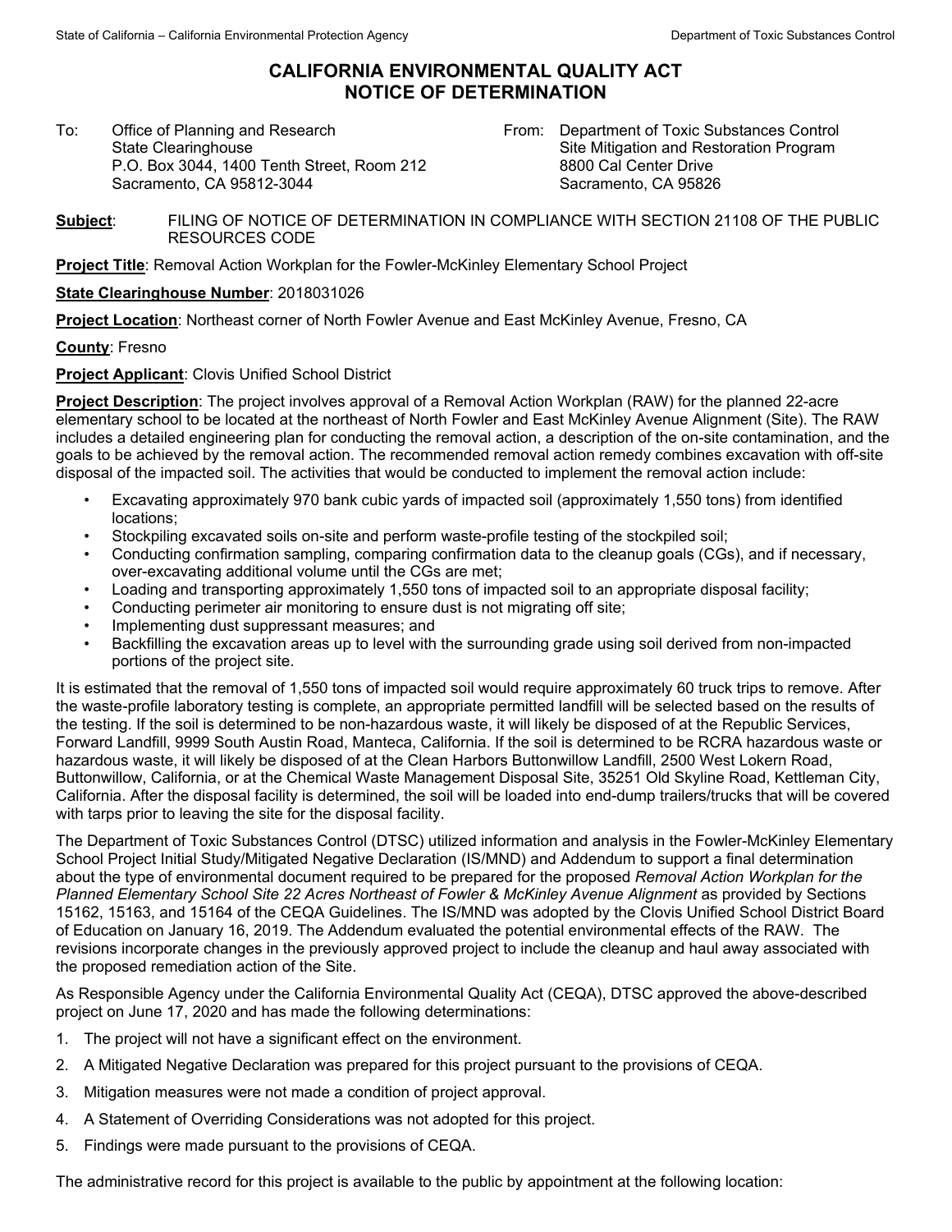# CALIFORNIA ENVIRONMENTAL QUALITY ACT NOTICE OF DETERMINATION

To: Office of Planning and Research
State Clearinghouse
P.O. Box 3044, 1400 Tenth Street, Room 212
Sacramento, CA 95812-3044

From: Department of Toxic Substances Control
Site Mitigation and Restoration Program
8800 Cal Center Drive
Sacramento, CA 95826

**Subject**: FILING OF NOTICE OF DETERMINATION IN COMPLIANCE WITH SECTION 21108 OF THE PUBLIC RESOURCES CODE

**Project Title**: Removal Action Workplan for the Fowler-McKinley Elementary School Project

**State Clearinghouse Number**: 2018031026

**Project Location**: Northeast corner of North Fowler Avenue and East McKinley Avenue, Fresno, CA

**County**: Fresno

**Project Applicant**: Clovis Unified School District

**Project Description**: The project involves approval of a Removal Action Workplan (RAW) for the planned 22-acre elementary school to be located at the northeast of North Fowler and East McKinley Avenue Alignment (Site). The RAW includes a detailed engineering plan for conducting the removal action, a description of the on-site contamination, and the goals to be achieved by the removal action. The recommended removal action remedy combines excavation with off-site disposal of the impacted soil. The activities that would be conducted to implement the removal action include:

- Excavating approximately 970 bank cubic yards of impacted soil (approximately 1,550 tons) from identified locations;
- Stockpiling excavated soils on-site and perform waste-profile testing of the stockpiled soil;
- Conducting confirmation sampling, comparing confirmation data to the cleanup goals (CGs), and if necessary, over-excavating additional volume until the CGs are met;
- Loading and transporting approximately 1,550 tons of impacted soil to an appropriate disposal facility;
- Conducting perimeter air monitoring to ensure dust is not migrating off site;
- Implementing dust suppressant measures; and
- Backfilling the excavation areas up to level with the surrounding grade using soil derived from non-impacted portions of the project site.

It is estimated that the removal of 1,550 tons of impacted soil would require approximately 60 truck trips to remove. After the waste-profile laboratory testing is complete, an appropriate permitted landfill will be selected based on the results of the testing. If the soil is determined to be non-hazardous waste, it will likely be disposed of at the Republic Services, Forward Landfill, 9999 South Austin Road, Manteca, California. If the soil is determined to be RCRA hazardous waste or hazardous waste, it will likely be disposed of at the Clean Harbors Buttonwillow Landfill, 2500 West Lokern Road, Buttonwillow, California, or at the Chemical Waste Management Disposal Site, 35251 Old Skyline Road, Kettleman City, California. After the disposal facility is determined, the soil will be loaded into end-dump trailers/trucks that will be covered with tarps prior to leaving the site for the disposal facility.

The Department of Toxic Substances Control (DTSC) utilized information and analysis in the Fowler-McKinley Elementary School Project Initial Study/Mitigated Negative Declaration (IS/MND) and Addendum to support a final determination about the type of environmental document required to be prepared for the proposed *Removal Action Workplan for the Planned Elementary School Site 22 Acres Northeast of Fowler & McKinley Avenue Alignment* as provided by Sections 15162, 15163, and 15164 of the CEQA Guidelines. The IS/MND was adopted by the Clovis Unified School District Board of Education on January 16, 2019. The Addendum evaluated the potential environmental effects of the RAW. The revisions incorporate changes in the previously approved project to include the cleanup and haul away associated with the proposed remediation action of the Site.

As Responsible Agency under the California Environmental Quality Act (CEQA), DTSC approved the above-described project on June 17, 2020 and has made the following determinations:

1. The project will not have a significant effect on the environment.
2. A Mitigated Negative Declaration was prepared for this project pursuant to the provisions of CEQA.
3. Mitigation measures were not made a condition of project approval.
4. A Statement of Overriding Considerations was not adopted for this project.
5. Findings were made pursuant to the provisions of CEQA.

The administrative record for this project is available to the public by appointment at the following location: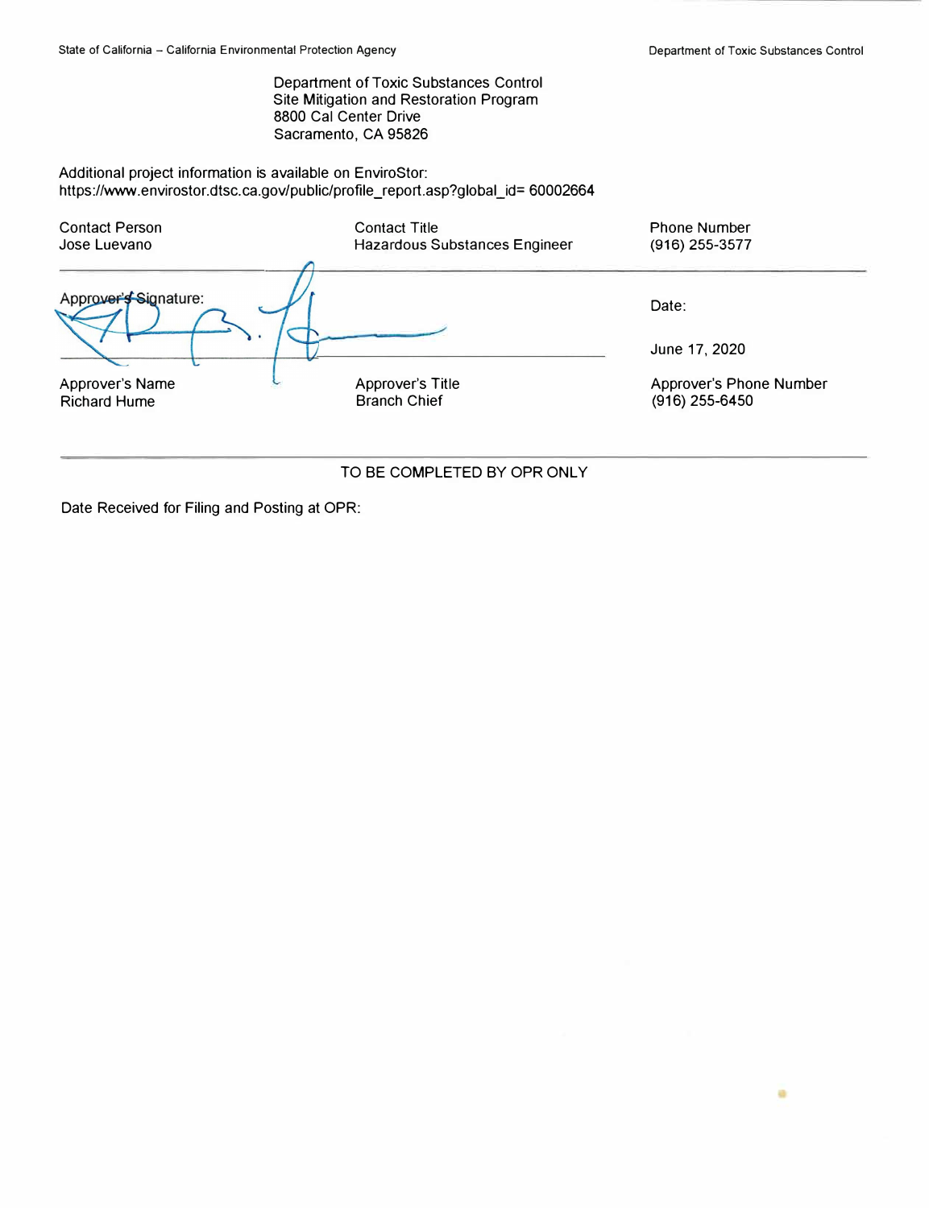Department of Toxic Substances Control
Site Mitigation and Restoration Program
8800 Cal Center Drive
Sacramento, CA 95826

Additional project information is available on EnviroStor:
https://www.envirostor.dtsc.ca.gov/public/profile_report.asp?global_id= 60002664

| Contact Person | Contact Title | Phone Number |
| --- | --- | --- |
| Jose Luevano | Hazardous Substances Engineer | (916) 255-3577 |

Approver's Signature:

Date:

June 17, 2020

| Approver's Name | Approver's Title | Approver's Phone Number |
| --- | --- | --- |
| Richard Hume | Branch Chief | (916) 255-6450 |

TO BE COMPLETED BY OPR ONLY

Date Received for Filing and Posting at OPR: